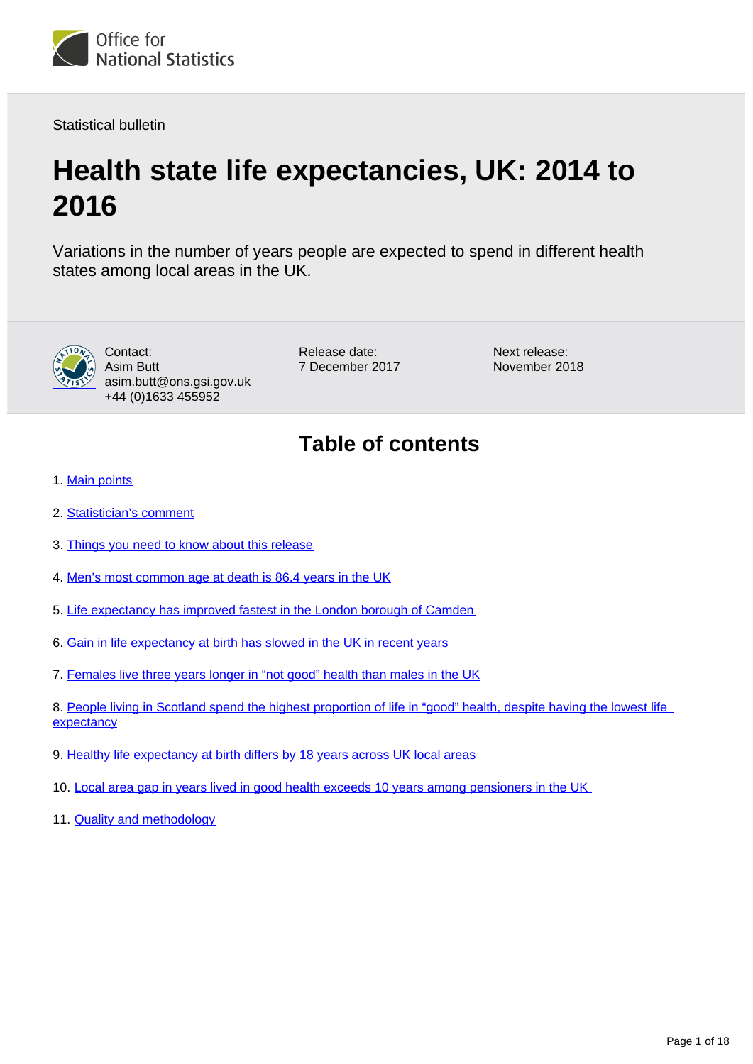Office for National Statistics

Statistical bulletin

# Health state life expectancies, UK: 2014 to 2016

Variations in the number of years people are expected to spend in different health states among local areas in the UK.

Contact:
Asim Butt
asim.butt@ons.gsi.gov.uk
+44 (0)1633 455952

Release date:
7 December 2017

Next release:
November 2018

## Table of contents

1. Main points
2. Statistician's comment
3. Things you need to know about this release
4. Men's most common age at death is 86.4 years in the UK
5. Life expectancy has improved fastest in the London borough of Camden
6. Gain in life expectancy at birth has slowed in the UK in recent years
7. Females live three years longer in "not good" health than males in the UK
8. People living in Scotland spend the highest proportion of life in "good" health, despite having the lowest life expectancy
9. Healthy life expectancy at birth differs by 18 years across UK local areas
10. Local area gap in years lived in good health exceeds 10 years among pensioners in the UK
11. Quality and methodology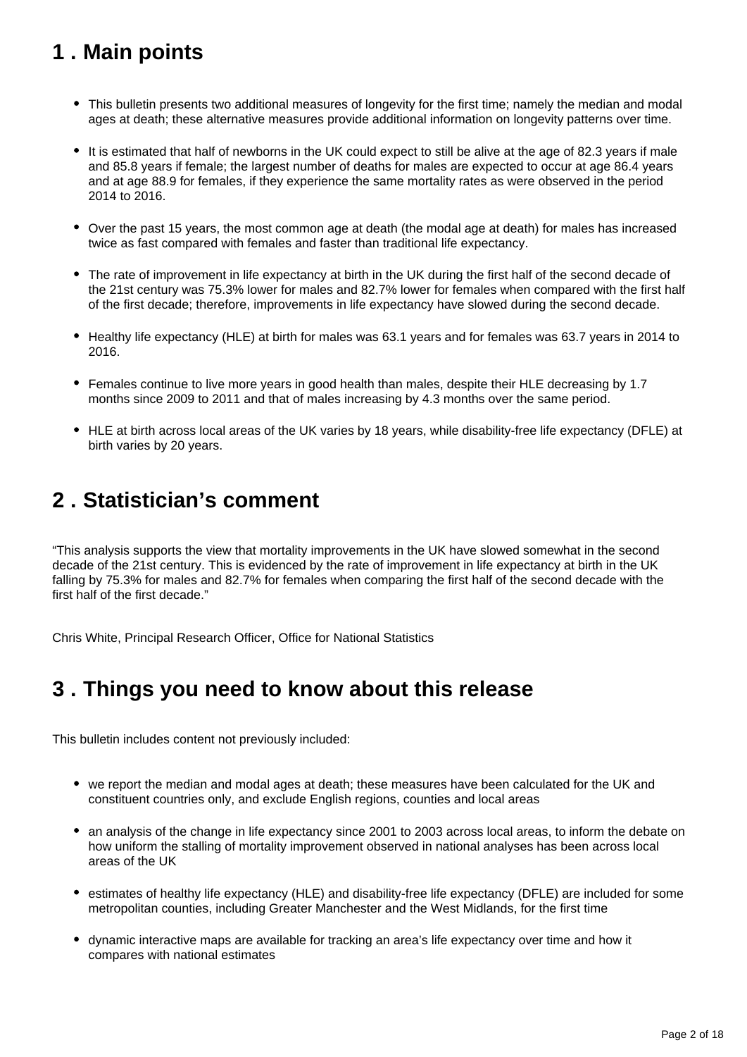## 1 . Main points

- This bulletin presents two additional measures of longevity for the first time; namely the median and modal ages at death; these alternative measures provide additional information on longevity patterns over time.

- It is estimated that half of newborns in the UK could expect to still be alive at the age of 82.3 years if male and 85.8 years if female; the largest number of deaths for males are expected to occur at age 86.4 years and at age 88.9 for females, if they experience the same mortality rates as were observed in the period 2014 to 2016.

- Over the past 15 years, the most common age at death (the modal age at death) for males has increased twice as fast compared with females and faster than traditional life expectancy.

- The rate of improvement in life expectancy at birth in the UK during the first half of the second decade of the 21st century was 75.3% lower for males and 82.7% lower for females when compared with the first half of the first decade; therefore, improvements in life expectancy have slowed during the second decade.

- Healthy life expectancy (HLE) at birth for males was 63.1 years and for females was 63.7 years in 2014 to 2016.

- Females continue to live more years in good health than males, despite their HLE decreasing by 1.7 months since 2009 to 2011 and that of males increasing by 4.3 months over the same period.

- HLE at birth across local areas of the UK varies by 18 years, while disability-free life expectancy (DFLE) at birth varies by 20 years.

## 2 . Statistician’s comment

“This analysis supports the view that mortality improvements in the UK have slowed somewhat in the second decade of the 21st century. This is evidenced by the rate of improvement in life expectancy at birth in the UK falling by 75.3% for males and 82.7% for females when comparing the first half of the second decade with the first half of the first decade.”

Chris White, Principal Research Officer, Office for National Statistics

## 3 . Things you need to know about this release

This bulletin includes content not previously included:

- we report the median and modal ages at death; these measures have been calculated for the UK and constituent countries only, and exclude English regions, counties and local areas

- an analysis of the change in life expectancy since 2001 to 2003 across local areas, to inform the debate on how uniform the stalling of mortality improvement observed in national analyses has been across local areas of the UK

- estimates of healthy life expectancy (HLE) and disability-free life expectancy (DFLE) are included for some metropolitan counties, including Greater Manchester and the West Midlands, for the first time

- dynamic interactive maps are available for tracking an area’s life expectancy over time and how it compares with national estimates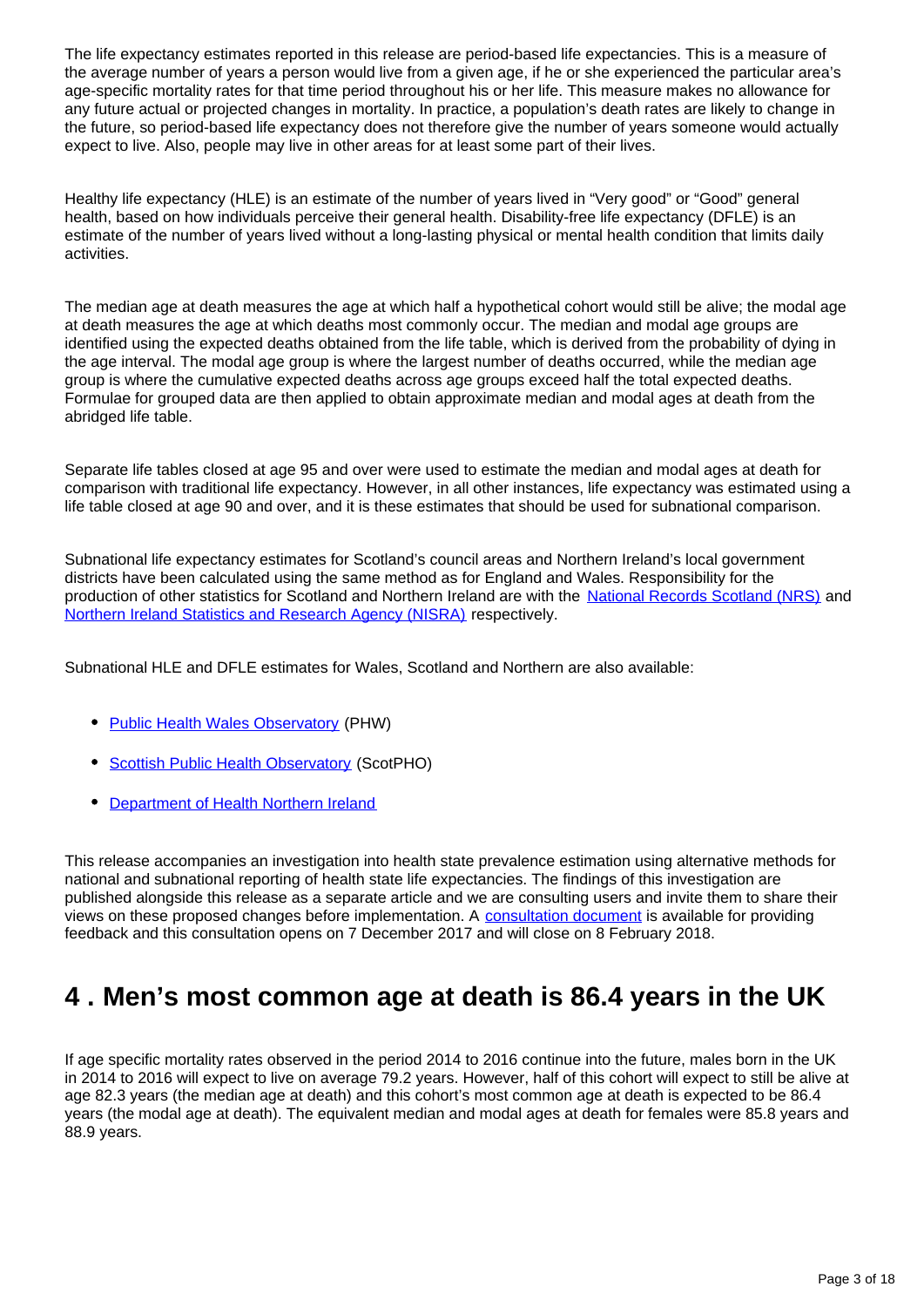The life expectancy estimates reported in this release are period-based life expectancies. This is a measure of the average number of years a person would live from a given age, if he or she experienced the particular area's age-specific mortality rates for that time period throughout his or her life. This measure makes no allowance for any future actual or projected changes in mortality. In practice, a population's death rates are likely to change in the future, so period-based life expectancy does not therefore give the number of years someone would actually expect to live. Also, people may live in other areas for at least some part of their lives.

Healthy life expectancy (HLE) is an estimate of the number of years lived in "Very good" or "Good" general health, based on how individuals perceive their general health. Disability-free life expectancy (DFLE) is an estimate of the number of years lived without a long-lasting physical or mental health condition that limits daily activities.

The median age at death measures the age at which half a hypothetical cohort would still be alive; the modal age at death measures the age at which deaths most commonly occur. The median and modal age groups are identified using the expected deaths obtained from the life table, which is derived from the probability of dying in the age interval. The modal age group is where the largest number of deaths occurred, while the median age group is where the cumulative expected deaths across age groups exceed half the total expected deaths. Formulae for grouped data are then applied to obtain approximate median and modal ages at death from the abridged life table.

Separate life tables closed at age 95 and over were used to estimate the median and modal ages at death for comparison with traditional life expectancy. However, in all other instances, life expectancy was estimated using a life table closed at age 90 and over, and it is these estimates that should be used for subnational comparison.

Subnational life expectancy estimates for Scotland's council areas and Northern Ireland's local government districts have been calculated using the same method as for England and Wales. Responsibility for the production of other statistics for Scotland and Northern Ireland are with the National Records Scotland (NRS) and Northern Ireland Statistics and Research Agency (NISRA) respectively.

Subnational HLE and DFLE estimates for Wales, Scotland and Northern are also available:

- Public Health Wales Observatory (PHW)
- Scottish Public Health Observatory (ScotPHO)
- Department of Health Northern Ireland

This release accompanies an investigation into health state prevalence estimation using alternative methods for national and subnational reporting of health state life expectancies. The findings of this investigation are published alongside this release as a separate article and we are consulting users and invite them to share their views on these proposed changes before implementation. A consultation document is available for providing feedback and this consultation opens on 7 December 2017 and will close on 8 February 2018.

## 4 . Men's most common age at death is 86.4 years in the UK

If age specific mortality rates observed in the period 2014 to 2016 continue into the future, males born in the UK in 2014 to 2016 will expect to live on average 79.2 years. However, half of this cohort will expect to still be alive at age 82.3 years (the median age at death) and this cohort's most common age at death is expected to be 86.4 years (the modal age at death). The equivalent median and modal ages at death for females were 85.8 years and 88.9 years.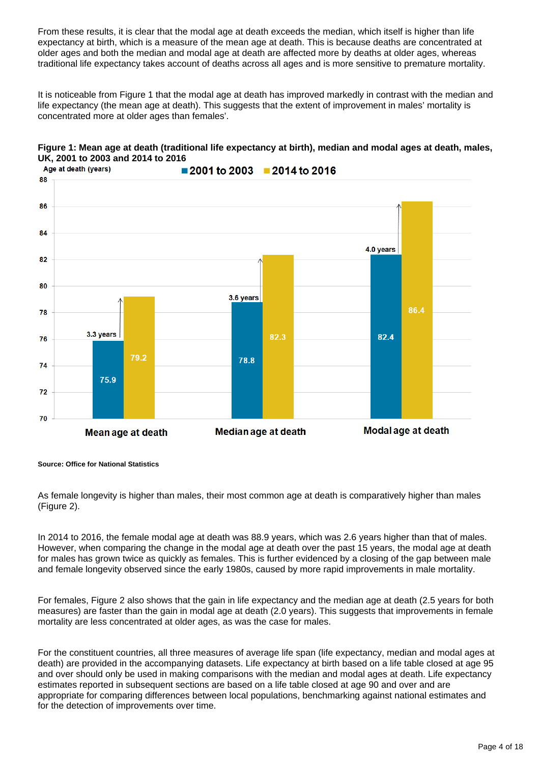From these results, it is clear that the modal age at death exceeds the median, which itself is higher than life expectancy at birth, which is a measure of the mean age at death. This is because deaths are concentrated at older ages and both the median and modal age at death are affected more by deaths at older ages, whereas traditional life expectancy takes account of deaths across all ages and is more sensitive to premature mortality.

It is noticeable from Figure 1 that the modal age at death has improved markedly in contrast with the median and life expectancy (the mean age at death). This suggests that the extent of improvement in males' mortality is concentrated more at older ages than females'.

**Figure 1: Mean age at death (traditional life expectancy at birth), median and modal ages at death, males, UK, 2001 to 2003 and 2014 to 2016**

| Age at death (years) | 2001 to 2003 | 2014 to 2016 | Change |
| --- | --- | --- | --- |
| Mean age at death | 75.9 | 79.2 | 3.3 years |
| Median age at death | 78.8 | 82.3 | 3.6 years |
| Modal age at death | 82.4 | 86.4 | 4.0 years |

**Source: Office for National Statistics**

As female longevity is higher than males, their most common age at death is comparatively higher than males (Figure 2).

In 2014 to 2016, the female modal age at death was 88.9 years, which was 2.6 years higher than that of males. However, when comparing the change in the modal age at death over the past 15 years, the modal age at death for males has grown twice as quickly as females. This is further evidenced by a closing of the gap between male and female longevity observed since the early 1980s, caused by more rapid improvements in male mortality.

For females, Figure 2 also shows that the gain in life expectancy and the median age at death (2.5 years for both measures) are faster than the gain in modal age at death (2.0 years). This suggests that improvements in female mortality are less concentrated at older ages, as was the case for males.

For the constituent countries, all three measures of average life span (life expectancy, median and modal ages at death) are provided in the accompanying datasets. Life expectancy at birth based on a life table closed at age 95 and over should only be used in making comparisons with the median and modal ages at death. Life expectancy estimates reported in subsequent sections are based on a life table closed at age 90 and over and are appropriate for comparing differences between local populations, benchmarking against national estimates and for the detection of improvements over time.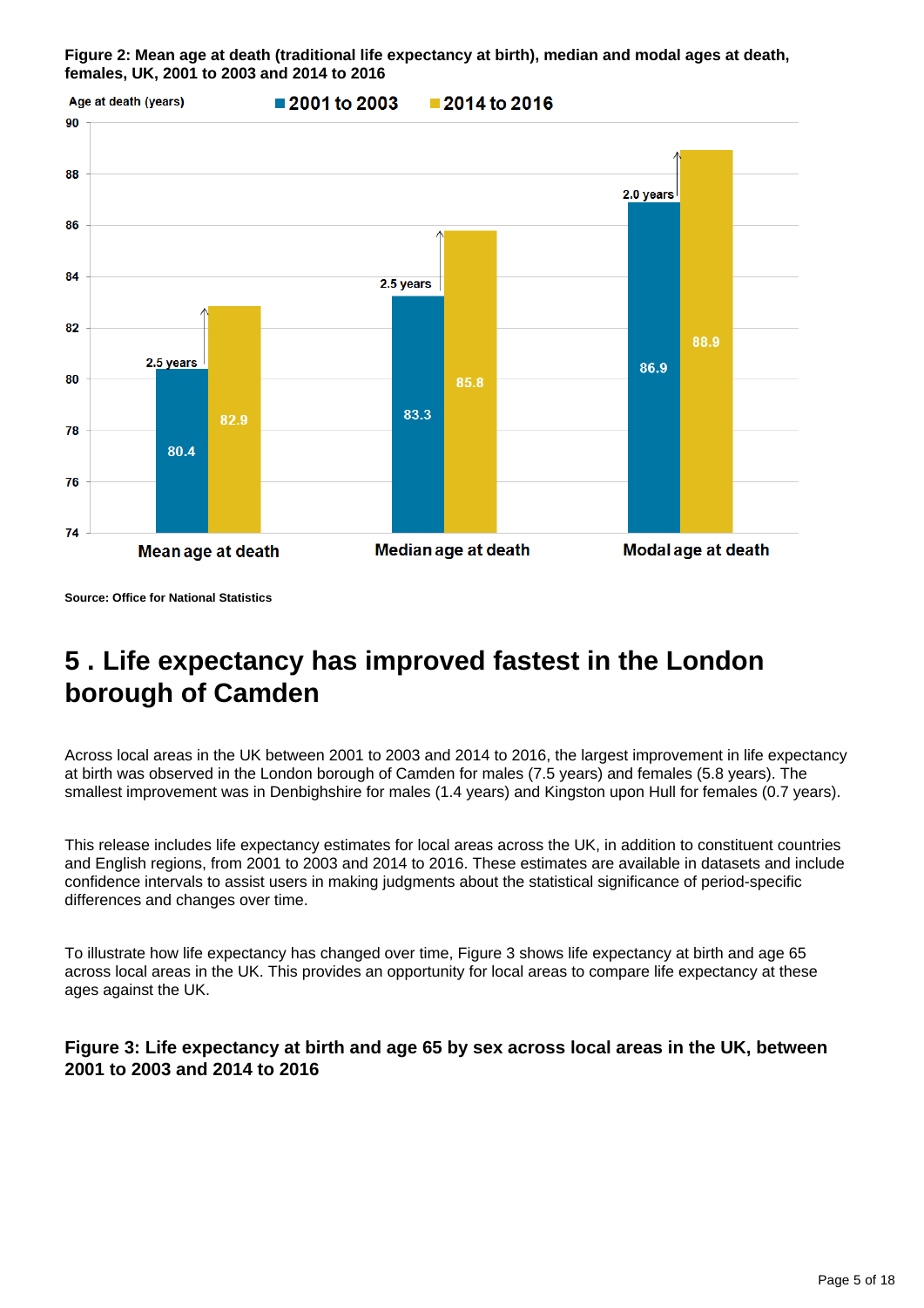**Figure 2: Mean age at death (traditional life expectancy at birth), median and modal ages at death, females, UK, 2001 to 2003 and 2014 to 2016**

| Age at death (years) | 2001 to 2003 | 2014 to 2016 | Change |
|---|---|---|---|
| Mean age at death | 80.4 | 82.9 | 2.5 years |
| Median age at death | 83.3 | 85.8 | 2.5 years |
| Modal age at death | 86.9 | 88.9 | 2.0 years |

Source: Office for National Statistics

## 5 . Life expectancy has improved fastest in the London borough of Camden

Across local areas in the UK between 2001 to 2003 and 2014 to 2016, the largest improvement in life expectancy at birth was observed in the London borough of Camden for males (7.5 years) and females (5.8 years). The smallest improvement was in Denbighshire for males (1.4 years) and Kingston upon Hull for females (0.7 years).

This release includes life expectancy estimates for local areas across the UK, in addition to constituent countries and English regions, from 2001 to 2003 and 2014 to 2016. These estimates are available in datasets and include confidence intervals to assist users in making judgments about the statistical significance of period-specific differences and changes over time.

To illustrate how life expectancy has changed over time, Figure 3 shows life expectancy at birth and age 65 across local areas in the UK. This provides an opportunity for local areas to compare life expectancy at these ages against the UK.

### Figure 3: Life expectancy at birth and age 65 by sex across local areas in the UK, between 2001 to 2003 and 2014 to 2016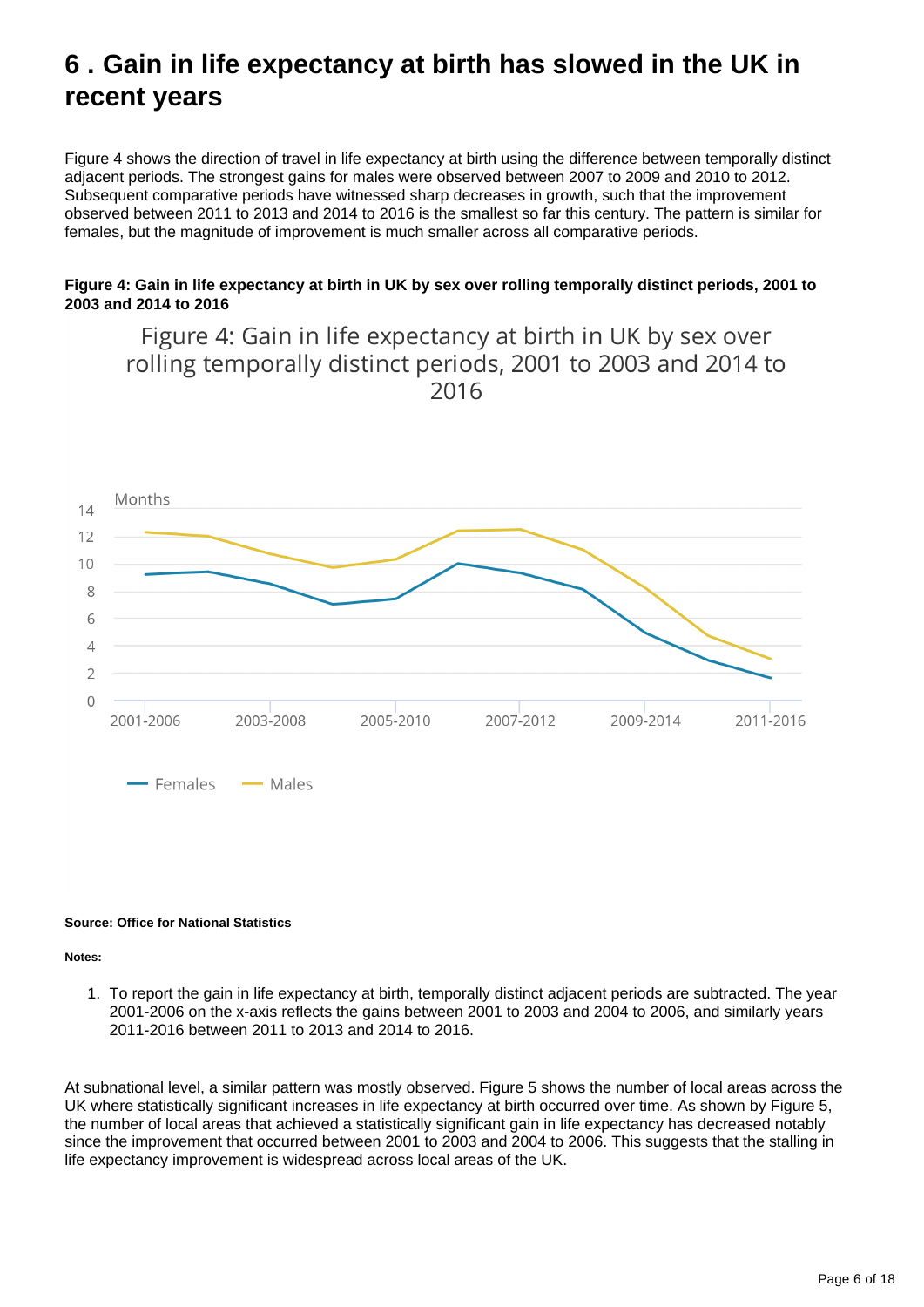## 6 . Gain in life expectancy at birth has slowed in the UK in recent years

Figure 4 shows the direction of travel in life expectancy at birth using the difference between temporally distinct adjacent periods. The strongest gains for males were observed between 2007 to 2009 and 2010 to 2012. Subsequent comparative periods have witnessed sharp decreases in growth, such that the improvement observed between 2011 to 2013 and 2014 to 2016 is the smallest so far this century. The pattern is similar for females, but the magnitude of improvement is much smaller across all comparative periods.

**Figure 4: Gain in life expectancy at birth in UK by sex over rolling temporally distinct periods, 2001 to 2003 and 2014 to 2016**

Figure 4: Gain in life expectancy at birth in UK by sex over rolling temporally distinct periods, 2001 to 2003 and 2014 to 2016

Months

Females — Males

**Source: Office for National Statistics**

**Notes:**

1. To report the gain in life expectancy at birth, temporally distinct adjacent periods are subtracted. The year 2001-2006 on the x-axis reflects the gains between 2001 to 2003 and 2004 to 2006, and similarly years 2011-2016 between 2011 to 2013 and 2014 to 2016.

At subnational level, a similar pattern was mostly observed. Figure 5 shows the number of local areas across the UK where statistically significant increases in life expectancy at birth occurred over time. As shown by Figure 5, the number of local areas that achieved a statistically significant gain in life expectancy has decreased notably since the improvement that occurred between 2001 to 2003 and 2004 to 2006. This suggests that the stalling in life expectancy improvement is widespread across local areas of the UK.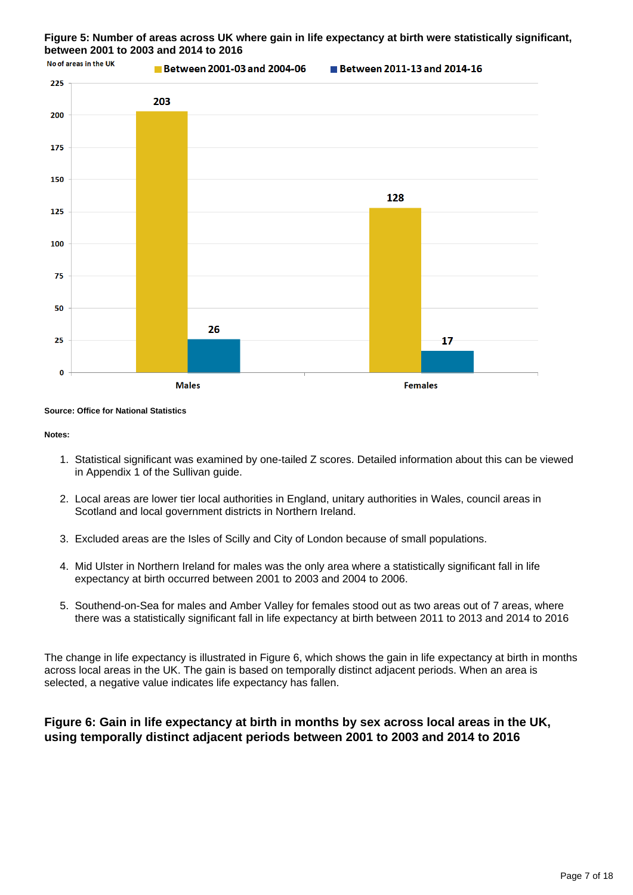**Figure 5: Number of areas across UK where gain in life expectancy at birth were statistically significant, between 2001 to 2003 and 2014 to 2016**

| No of areas in the UK | Between 2001-03 and 2004-06 | Between 2011-13 and 2014-16 |
|---|---|---|
| Males | 203 | 26 |
| Females | 128 | 17 |

**Source: Office for National Statistics**

**Notes:**

1. Statistical significant was examined by one-tailed Z scores. Detailed information about this can be viewed in Appendix 1 of the Sullivan guide.
2. Local areas are lower tier local authorities in England, unitary authorities in Wales, council areas in Scotland and local government districts in Northern Ireland.
3. Excluded areas are the Isles of Scilly and City of London because of small populations.
4. Mid Ulster in Northern Ireland for males was the only area where a statistically significant fall in life expectancy at birth occurred between 2001 to 2003 and 2004 to 2006.
5. Southend-on-Sea for males and Amber Valley for females stood out as two areas out of 7 areas, where there was a statistically significant fall in life expectancy at birth between 2011 to 2013 and 2014 to 2016

The change in life expectancy is illustrated in Figure 6, which shows the gain in life expectancy at birth in months across local areas in the UK. The gain is based on temporally distinct adjacent periods. When an area is selected, a negative value indicates life expectancy has fallen.

### Figure 6: Gain in life expectancy at birth in months by sex across local areas in the UK, using temporally distinct adjacent periods between 2001 to 2003 and 2014 to 2016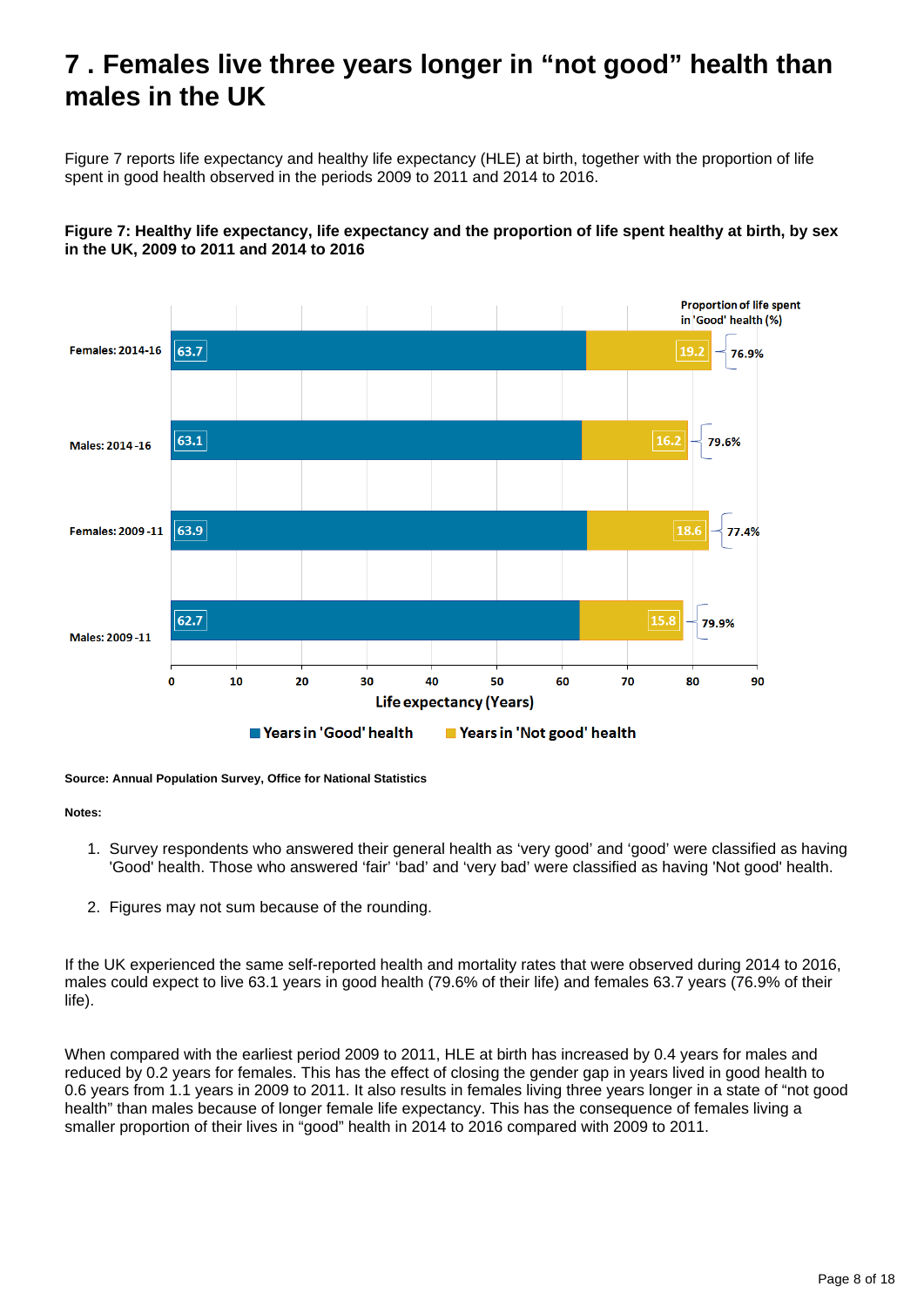# 7 . Females live three years longer in “not good” health than males in the UK

Figure 7 reports life expectancy and healthy life expectancy (HLE) at birth, together with the proportion of life spent in good health observed in the periods 2009 to 2011 and 2014 to 2016.

**Figure 7: Healthy life expectancy, life expectancy and the proportion of life spent healthy at birth, by sex in the UK, 2009 to 2011 and 2014 to 2016**

| | Years in 'Good' health | Years in 'Not good' health | Proportion of life spent in 'Good' health (%) |
|---|---|---|---|
| Females: 2014-16 | 63.7 | 19.2 | 76.9% |
| Males: 2014-16 | 63.1 | 16.2 | 79.6% |
| Females: 2009-11 | 63.9 | 18.6 | 77.4% |
| Males: 2009-11 | 62.7 | 15.8 | 79.9% |

Life expectancy (Years)

**Source: Annual Population Survey, Office for National Statistics**

**Notes:**

1. Survey respondents who answered their general health as ‘very good’ and ‘good’ were classified as having 'Good' health. Those who answered ‘fair’ ‘bad’ and ‘very bad’ were classified as having 'Not good' health.
2. Figures may not sum because of the rounding.

If the UK experienced the same self-reported health and mortality rates that were observed during 2014 to 2016, males could expect to live 63.1 years in good health (79.6% of their life) and females 63.7 years (76.9% of their life).

When compared with the earliest period 2009 to 2011, HLE at birth has increased by 0.4 years for males and reduced by 0.2 years for females. This has the effect of closing the gender gap in years lived in good health to 0.6 years from 1.1 years in 2009 to 2011. It also results in females living three years longer in a state of “not good health” than males because of longer female life expectancy. This has the consequence of females living a smaller proportion of their lives in “good” health in 2014 to 2016 compared with 2009 to 2011.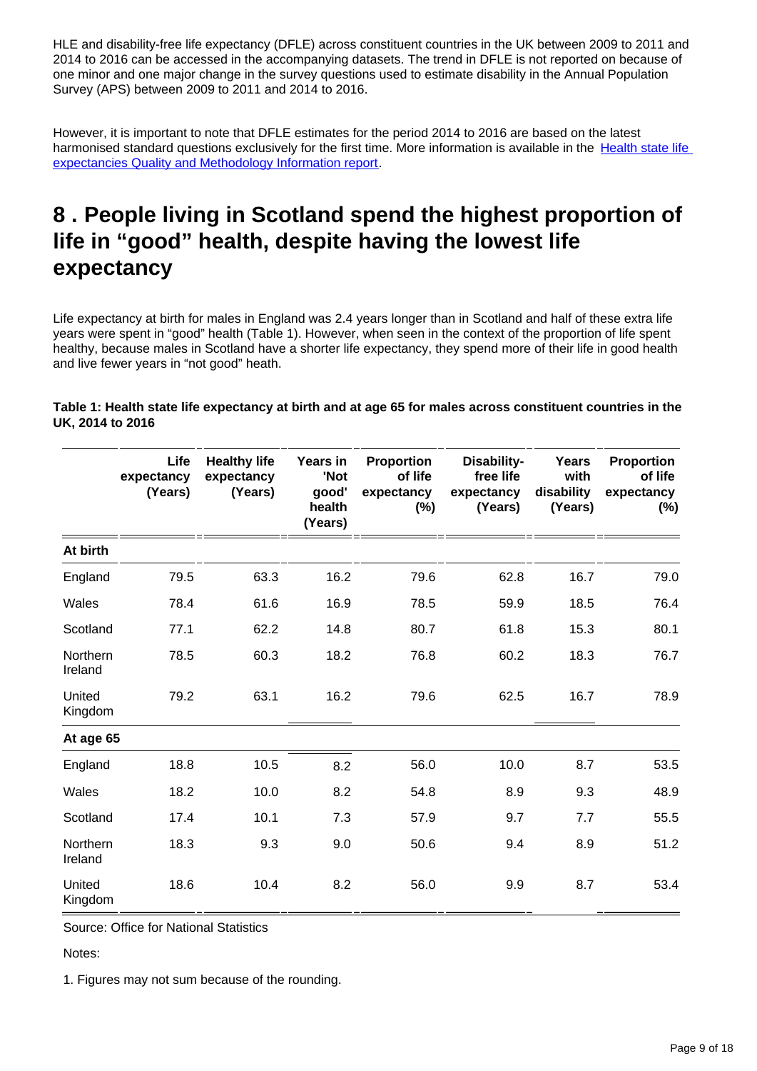HLE and disability-free life expectancy (DFLE) across constituent countries in the UK between 2009 to 2011 and 2014 to 2016 can be accessed in the accompanying datasets. The trend in DFLE is not reported on because of one minor and one major change in the survey questions used to estimate disability in the Annual Population Survey (APS) between 2009 to 2011 and 2014 to 2016.

However, it is important to note that DFLE estimates for the period 2014 to 2016 are based on the latest harmonised standard questions exclusively for the first time. More information is available in the [Health state life expectancies Quality and Methodology Information report](#).

## 8 . People living in Scotland spend the highest proportion of life in "good" health, despite having the lowest life expectancy

Life expectancy at birth for males in England was 2.4 years longer than in Scotland and half of these extra life years were spent in "good" health (Table 1). However, when seen in the context of the proportion of life spent healthy, because males in Scotland have a shorter life expectancy, they spend more of their life in good health and live fewer years in "not good" heath.

**Table 1: Health state life expectancy at birth and at age 65 for males across constituent countries in the UK, 2014 to 2016**

| | Life expectancy (Years) | Healthy life expectancy (Years) | Years in 'Not good' health (Years) | Proportion of life expectancy (%) | Disability-free life expectancy (Years) | Years with disability (Years) | Proportion of life expectancy (%) |
|---|---|---|---|---|---|---|---|
| **At birth** | | | | | | | |
| England | 79.5 | 63.3 | 16.2 | 79.6 | 62.8 | 16.7 | 79.0 |
| Wales | 78.4 | 61.6 | 16.9 | 78.5 | 59.9 | 18.5 | 76.4 |
| Scotland | 77.1 | 62.2 | 14.8 | 80.7 | 61.8 | 15.3 | 80.1 |
| Northern Ireland | 78.5 | 60.3 | 18.2 | 76.8 | 60.2 | 18.3 | 76.7 |
| United Kingdom | 79.2 | 63.1 | 16.2 | 79.6 | 62.5 | 16.7 | 78.9 |
| **At age 65** | | | | | | | |
| England | 18.8 | 10.5 | 8.2 | 56.0 | 10.0 | 8.7 | 53.5 |
| Wales | 18.2 | 10.0 | 8.2 | 54.8 | 8.9 | 9.3 | 48.9 |
| Scotland | 17.4 | 10.1 | 7.3 | 57.9 | 9.7 | 7.7 | 55.5 |
| Northern Ireland | 18.3 | 9.3 | 9.0 | 50.6 | 9.4 | 8.9 | 51.2 |
| United Kingdom | 18.6 | 10.4 | 8.2 | 56.0 | 9.9 | 8.7 | 53.4 |

Source: Office for National Statistics

Notes:

1. Figures may not sum because of the rounding.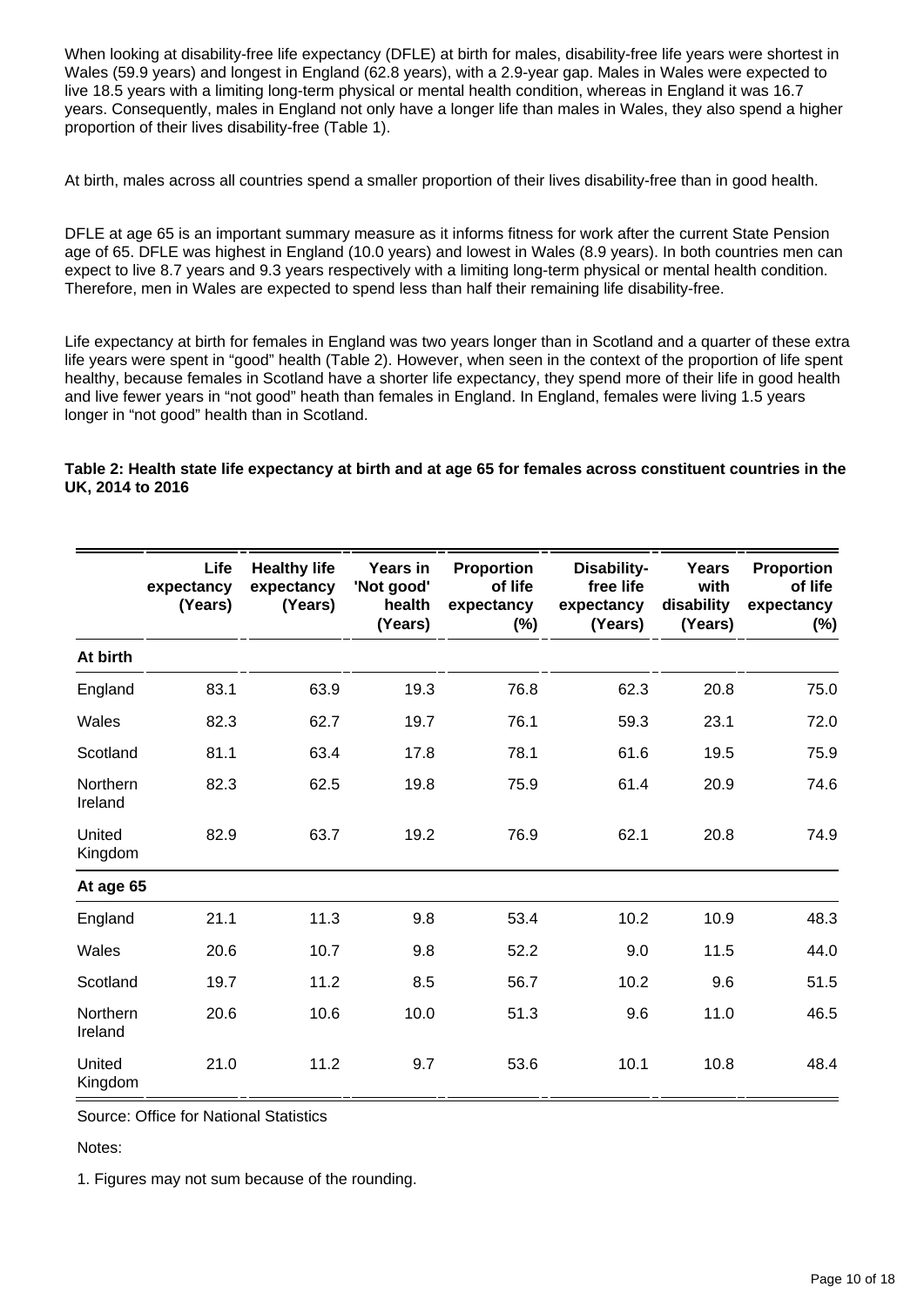When looking at disability-free life expectancy (DFLE) at birth for males, disability-free life years were shortest in Wales (59.9 years) and longest in England (62.8 years), with a 2.9-year gap. Males in Wales were expected to live 18.5 years with a limiting long-term physical or mental health condition, whereas in England it was 16.7 years. Consequently, males in England not only have a longer life than males in Wales, they also spend a higher proportion of their lives disability-free (Table 1).

At birth, males across all countries spend a smaller proportion of their lives disability-free than in good health.

DFLE at age 65 is an important summary measure as it informs fitness for work after the current State Pension age of 65. DFLE was highest in England (10.0 years) and lowest in Wales (8.9 years). In both countries men can expect to live 8.7 years and 9.3 years respectively with a limiting long-term physical or mental health condition. Therefore, men in Wales are expected to spend less than half their remaining life disability-free.

Life expectancy at birth for females in England was two years longer than in Scotland and a quarter of these extra life years were spent in "good" health (Table 2). However, when seen in the context of the proportion of life spent healthy, because females in Scotland have a shorter life expectancy, they spend more of their life in good health and live fewer years in "not good" heath than females in England. In England, females were living 1.5 years longer in "not good" health than in Scotland.

**Table 2: Health state life expectancy at birth and at age 65 for females across constituent countries in the UK, 2014 to 2016**

| | Life expectancy (Years) | Healthy life expectancy (Years) | Years in 'Not good' health (Years) | Proportion of life expectancy (%) | Disability-free life expectancy (Years) | Years with disability (Years) | Proportion of life expectancy (%) |
|---|---|---|---|---|---|---|---|
| **At birth** | | | | | | | |
| England | 83.1 | 63.9 | 19.3 | 76.8 | 62.3 | 20.8 | 75.0 |
| Wales | 82.3 | 62.7 | 19.7 | 76.1 | 59.3 | 23.1 | 72.0 |
| Scotland | 81.1 | 63.4 | 17.8 | 78.1 | 61.6 | 19.5 | 75.9 |
| Northern Ireland | 82.3 | 62.5 | 19.8 | 75.9 | 61.4 | 20.9 | 74.6 |
| United Kingdom | 82.9 | 63.7 | 19.2 | 76.9 | 62.1 | 20.8 | 74.9 |
| **At age 65** | | | | | | | |
| England | 21.1 | 11.3 | 9.8 | 53.4 | 10.2 | 10.9 | 48.3 |
| Wales | 20.6 | 10.7 | 9.8 | 52.2 | 9.0 | 11.5 | 44.0 |
| Scotland | 19.7 | 11.2 | 8.5 | 56.7 | 10.2 | 9.6 | 51.5 |
| Northern Ireland | 20.6 | 10.6 | 10.0 | 51.3 | 9.6 | 11.0 | 46.5 |
| United Kingdom | 21.0 | 11.2 | 9.7 | 53.6 | 10.1 | 10.8 | 48.4 |

Source: Office for National Statistics

Notes:

1. Figures may not sum because of the rounding.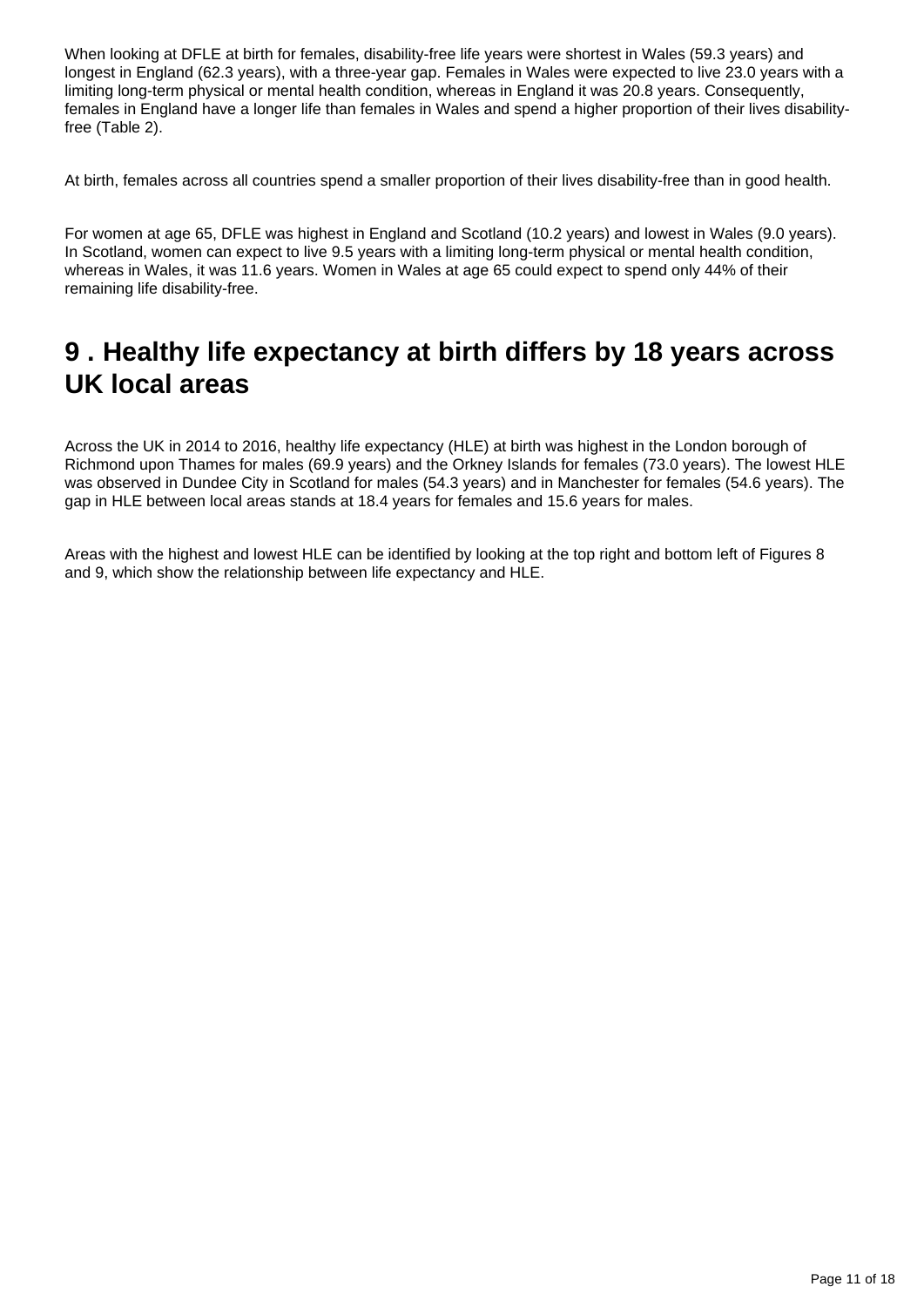When looking at DFLE at birth for females, disability-free life years were shortest in Wales (59.3 years) and longest in England (62.3 years), with a three-year gap. Females in Wales were expected to live 23.0 years with a limiting long-term physical or mental health condition, whereas in England it was 20.8 years. Consequently, females in England have a longer life than females in Wales and spend a higher proportion of their lives disability-free (Table 2).

At birth, females across all countries spend a smaller proportion of their lives disability-free than in good health.

For women at age 65, DFLE was highest in England and Scotland (10.2 years) and lowest in Wales (9.0 years). In Scotland, women can expect to live 9.5 years with a limiting long-term physical or mental health condition, whereas in Wales, it was 11.6 years. Women in Wales at age 65 could expect to spend only 44% of their remaining life disability-free.

# 9 . Healthy life expectancy at birth differs by 18 years across UK local areas

Across the UK in 2014 to 2016, healthy life expectancy (HLE) at birth was highest in the London borough of Richmond upon Thames for males (69.9 years) and the Orkney Islands for females (73.0 years). The lowest HLE was observed in Dundee City in Scotland for males (54.3 years) and in Manchester for females (54.6 years). The gap in HLE between local areas stands at 18.4 years for females and 15.6 years for males.

Areas with the highest and lowest HLE can be identified by looking at the top right and bottom left of Figures 8 and 9, which show the relationship between life expectancy and HLE.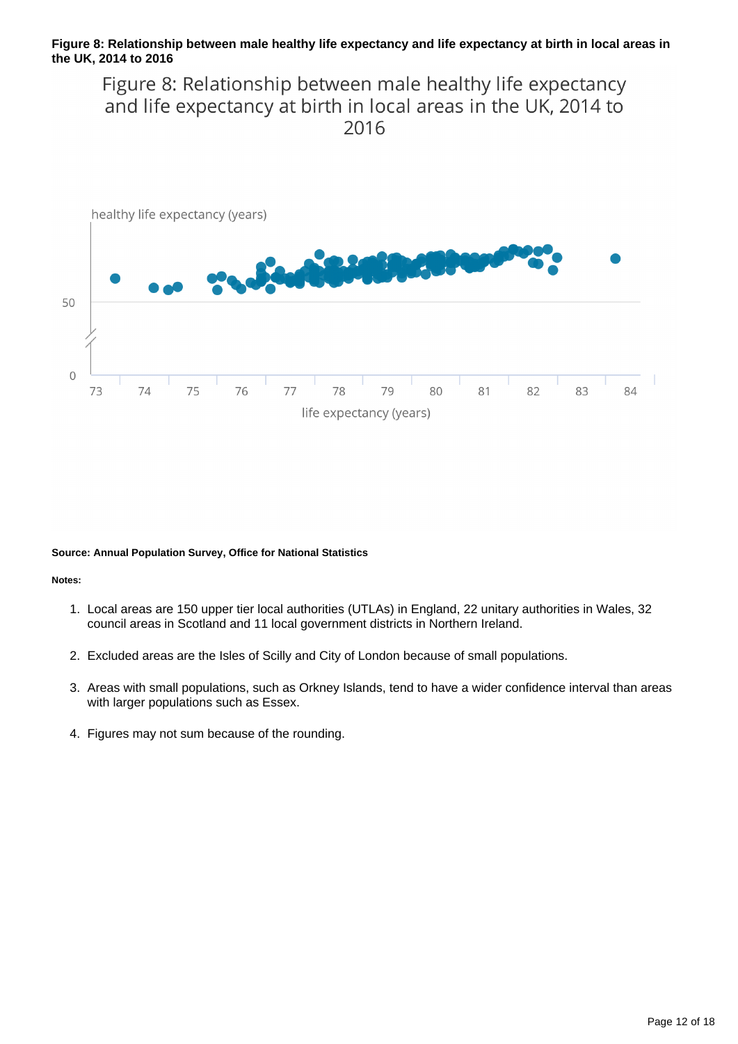**Figure 8: Relationship between male healthy life expectancy and life expectancy at birth in local areas in the UK, 2014 to 2016**

Figure 8: Relationship between male healthy life expectancy and life expectancy at birth in local areas in the UK, 2014 to 2016

healthy life expectancy (years)

life expectancy (years)

**Source: Annual Population Survey, Office for National Statistics**

**Notes:**

1. Local areas are 150 upper tier local authorities (UTLAs) in England, 22 unitary authorities in Wales, 32 council areas in Scotland and 11 local government districts in Northern Ireland.
2. Excluded areas are the Isles of Scilly and City of London because of small populations.
3. Areas with small populations, such as Orkney Islands, tend to have a wider confidence interval than areas with larger populations such as Essex.
4. Figures may not sum because of the rounding.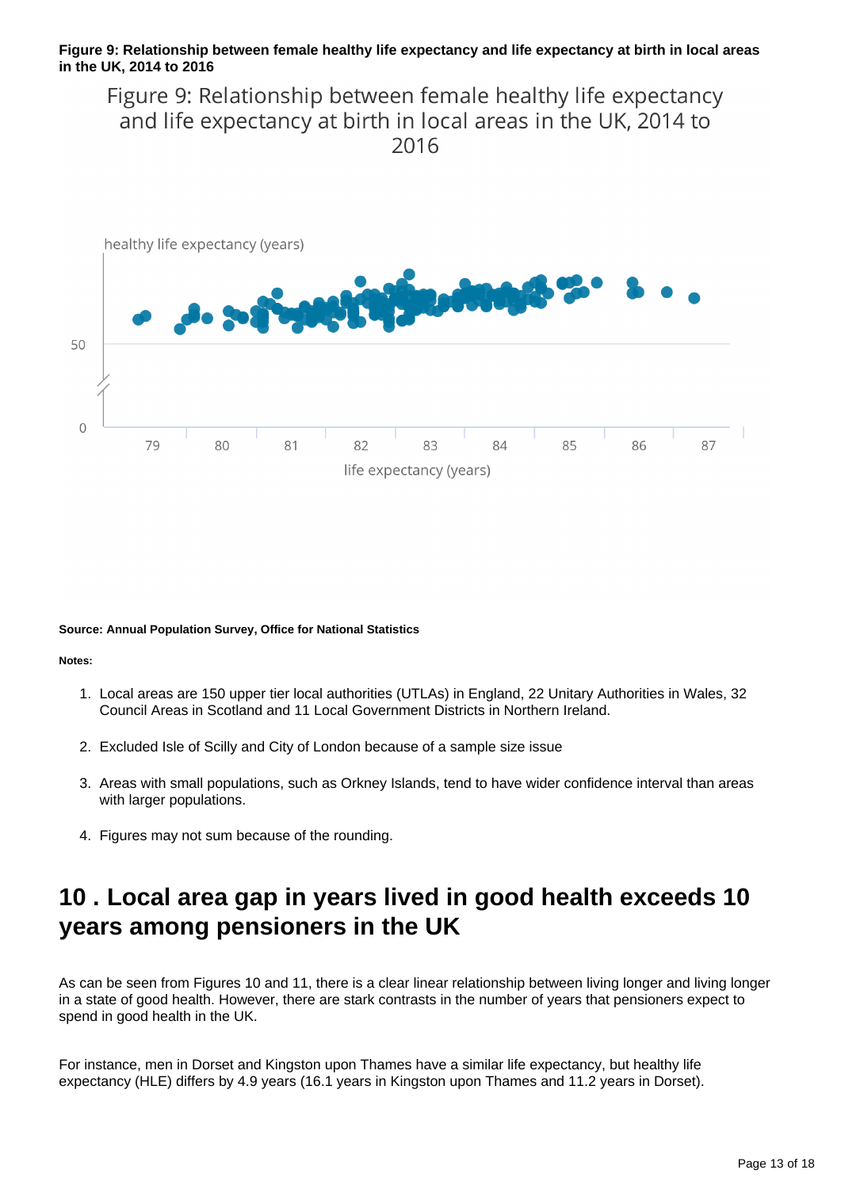**Figure 9: Relationship between female healthy life expectancy and life expectancy at birth in local areas in the UK, 2014 to 2016**

Figure 9: Relationship between female healthy life expectancy and life expectancy at birth in local areas in the UK, 2014 to 2016

healthy life expectancy (years)

life expectancy (years)

**Source: Annual Population Survey, Office for National Statistics**

**Notes:**

1. Local areas are 150 upper tier local authorities (UTLAs) in England, 22 Unitary Authorities in Wales, 32 Council Areas in Scotland and 11 Local Government Districts in Northern Ireland.
2. Excluded Isle of Scilly and City of London because of a sample size issue
3. Areas with small populations, such as Orkney Islands, tend to have wider confidence interval than areas with larger populations.
4. Figures may not sum because of the rounding.

## 10 . Local area gap in years lived in good health exceeds 10 years among pensioners in the UK

As can be seen from Figures 10 and 11, there is a clear linear relationship between living longer and living longer in a state of good health. However, there are stark contrasts in the number of years that pensioners expect to spend in good health in the UK.

For instance, men in Dorset and Kingston upon Thames have a similar life expectancy, but healthy life expectancy (HLE) differs by 4.9 years (16.1 years in Kingston upon Thames and 11.2 years in Dorset).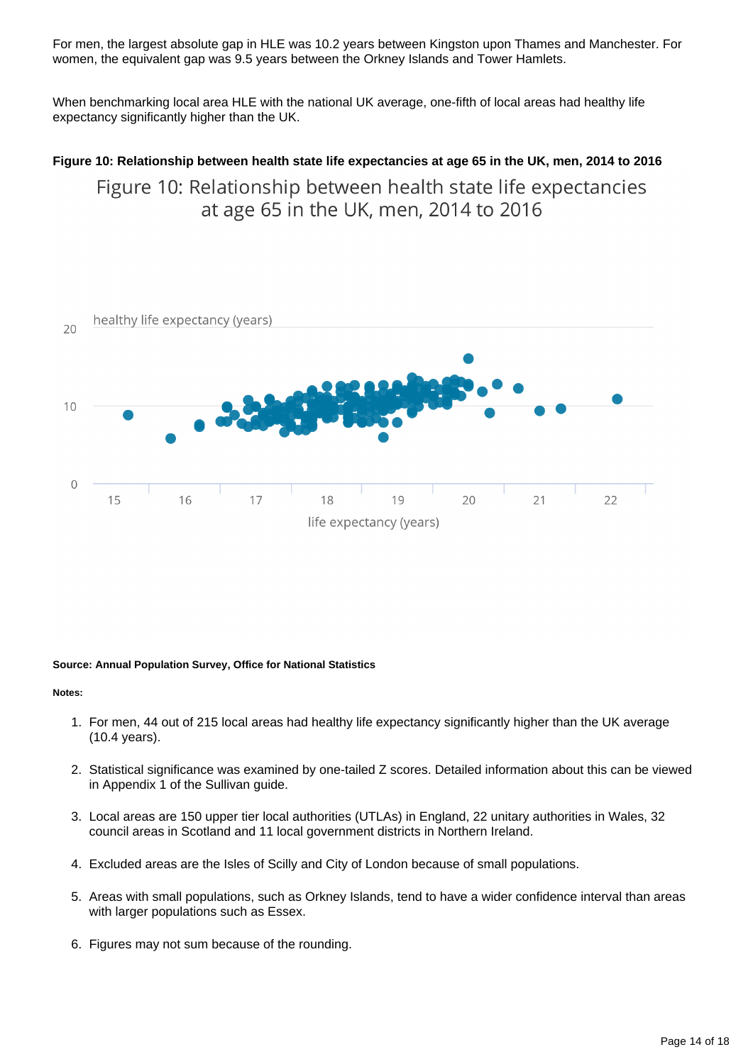For men, the largest absolute gap in HLE was 10.2 years between Kingston upon Thames and Manchester. For women, the equivalent gap was 9.5 years between the Orkney Islands and Tower Hamlets.

When benchmarking local area HLE with the national UK average, one-fifth of local areas had healthy life expectancy significantly higher than the UK.

**Figure 10: Relationship between health state life expectancies at age 65 in the UK, men, 2014 to 2016**

**Source: Annual Population Survey, Office for National Statistics**

**Notes:**

1. For men, 44 out of 215 local areas had healthy life expectancy significantly higher than the UK average (10.4 years).
2. Statistical significance was examined by one-tailed Z scores. Detailed information about this can be viewed in Appendix 1 of the Sullivan guide.
3. Local areas are 150 upper tier local authorities (UTLAs) in England, 22 unitary authorities in Wales, 32 council areas in Scotland and 11 local government districts in Northern Ireland.
4. Excluded areas are the Isles of Scilly and City of London because of small populations.
5. Areas with small populations, such as Orkney Islands, tend to have a wider confidence interval than areas with larger populations such as Essex.
6. Figures may not sum because of the rounding.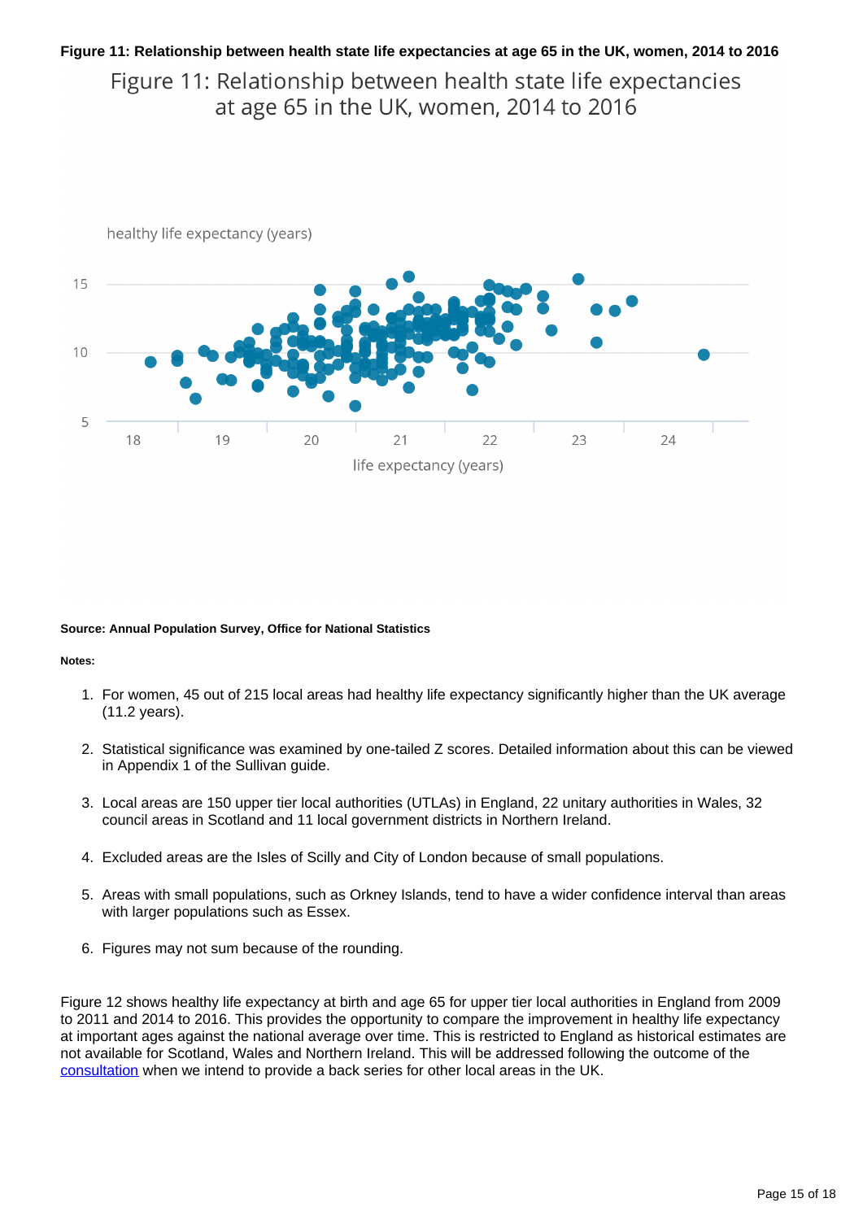**Figure 11: Relationship between health state life expectancies at age 65 in the UK, women, 2014 to 2016**

Figure 11: Relationship between health state life expectancies at age 65 in the UK, women, 2014 to 2016

healthy life expectancy (years)

life expectancy (years)

**Source: Annual Population Survey, Office for National Statistics**

**Notes:**

1. For women, 45 out of 215 local areas had healthy life expectancy significantly higher than the UK average (11.2 years).
2. Statistical significance was examined by one-tailed Z scores. Detailed information about this can be viewed in Appendix 1 of the Sullivan guide.
3. Local areas are 150 upper tier local authorities (UTLAs) in England, 22 unitary authorities in Wales, 32 council areas in Scotland and 11 local government districts in Northern Ireland.
4. Excluded areas are the Isles of Scilly and City of London because of small populations.
5. Areas with small populations, such as Orkney Islands, tend to have a wider confidence interval than areas with larger populations such as Essex.
6. Figures may not sum because of the rounding.

Figure 12 shows healthy life expectancy at birth and age 65 for upper tier local authorities in England from 2009 to 2011 and 2014 to 2016. This provides the opportunity to compare the improvement in healthy life expectancy at important ages against the national average over time. This is restricted to England as historical estimates are not available for Scotland, Wales and Northern Ireland. This will be addressed following the outcome of the consultation when we intend to provide a back series for other local areas in the UK.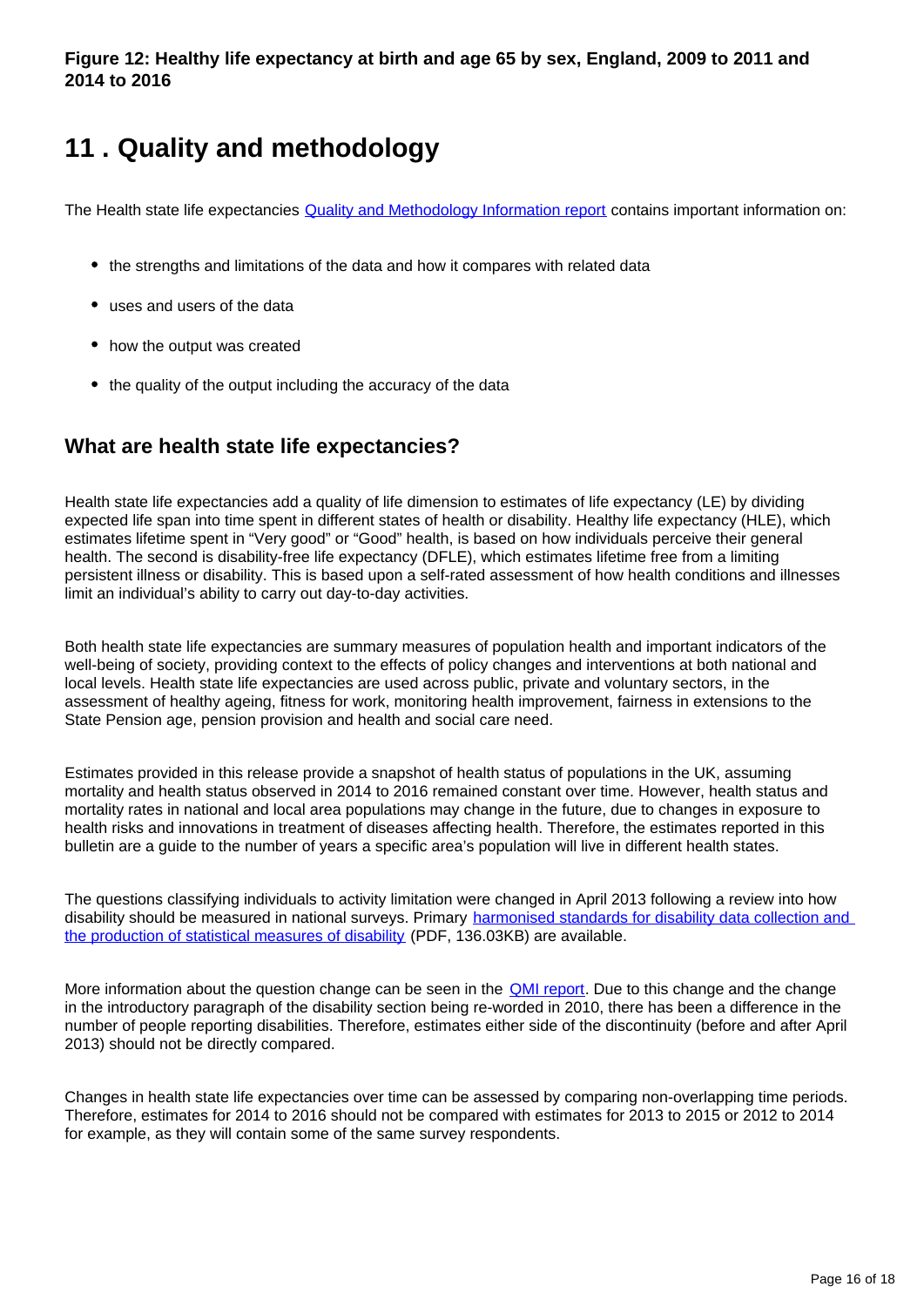**Figure 12: Healthy life expectancy at birth and age 65 by sex, England, 2009 to 2011 and 2014 to 2016**

# 11 . Quality and methodology

The Health state life expectancies [Quality and Methodology Information report](#) contains important information on:

- the strengths and limitations of the data and how it compares with related data
- uses and users of the data
- how the output was created
- the quality of the output including the accuracy of the data

## What are health state life expectancies?

Health state life expectancies add a quality of life dimension to estimates of life expectancy (LE) by dividing expected life span into time spent in different states of health or disability. Healthy life expectancy (HLE), which estimates lifetime spent in "Very good" or "Good" health, is based on how individuals perceive their general health. The second is disability-free life expectancy (DFLE), which estimates lifetime free from a limiting persistent illness or disability. This is based upon a self-rated assessment of how health conditions and illnesses limit an individual's ability to carry out day-to-day activities.

Both health state life expectancies are summary measures of population health and important indicators of the well-being of society, providing context to the effects of policy changes and interventions at both national and local levels. Health state life expectancies are used across public, private and voluntary sectors, in the assessment of healthy ageing, fitness for work, monitoring health improvement, fairness in extensions to the State Pension age, pension provision and health and social care need.

Estimates provided in this release provide a snapshot of health status of populations in the UK, assuming mortality and health status observed in 2014 to 2016 remained constant over time. However, health status and mortality rates in national and local area populations may change in the future, due to changes in exposure to health risks and innovations in treatment of diseases affecting health. Therefore, the estimates reported in this bulletin are a guide to the number of years a specific area's population will live in different health states.

The questions classifying individuals to activity limitation were changed in April 2013 following a review into how disability should be measured in national surveys. Primary [harmonised standards for disability data collection and the production of statistical measures of disability](#) (PDF, 136.03KB) are available.

More information about the question change can be seen in the [QMI report](#). Due to this change and the change in the introductory paragraph of the disability section being re-worded in 2010, there has been a difference in the number of people reporting disabilities. Therefore, estimates either side of the discontinuity (before and after April 2013) should not be directly compared.

Changes in health state life expectancies over time can be assessed by comparing non-overlapping time periods. Therefore, estimates for 2014 to 2016 should not be compared with estimates for 2013 to 2015 or 2012 to 2014 for example, as they will contain some of the same survey respondents.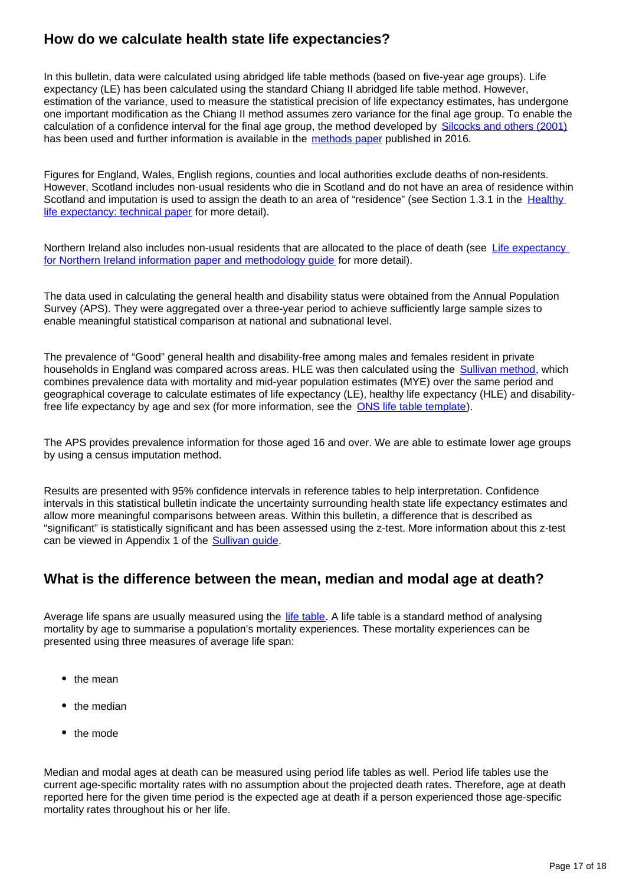## How do we calculate health state life expectancies?

In this bulletin, data were calculated using abridged life table methods (based on five-year age groups). Life expectancy (LE) has been calculated using the standard Chiang II abridged life table method. However, estimation of the variance, used to measure the statistical precision of life expectancy estimates, has undergone one important modification as the Chiang II method assumes zero variance for the final age group. To enable the calculation of a confidence interval for the final age group, the method developed by Silcocks and others (2001) has been used and further information is available in the methods paper published in 2016.

Figures for England, Wales, English regions, counties and local authorities exclude deaths of non-residents. However, Scotland includes non-usual residents who die in Scotland and do not have an area of residence within Scotland and imputation is used to assign the death to an area of "residence" (see Section 1.3.1 in the Healthy life expectancy: technical paper for more detail).

Northern Ireland also includes non-usual residents that are allocated to the place of death (see Life expectancy for Northern Ireland information paper and methodology guide for more detail).

The data used in calculating the general health and disability status were obtained from the Annual Population Survey (APS). They were aggregated over a three-year period to achieve sufficiently large sample sizes to enable meaningful statistical comparison at national and subnational level.

The prevalence of "Good" general health and disability-free among males and females resident in private households in England was compared across areas. HLE was then calculated using the Sullivan method, which combines prevalence data with mortality and mid-year population estimates (MYE) over the same period and geographical coverage to calculate estimates of life expectancy (LE), healthy life expectancy (HLE) and disability-free life expectancy by age and sex (for more information, see the ONS life table template).

The APS provides prevalence information for those aged 16 and over. We are able to estimate lower age groups by using a census imputation method.

Results are presented with 95% confidence intervals in reference tables to help interpretation. Confidence intervals in this statistical bulletin indicate the uncertainty surrounding health state life expectancy estimates and allow more meaningful comparisons between areas. Within this bulletin, a difference that is described as "significant" is statistically significant and has been assessed using the z-test. More information about this z-test can be viewed in Appendix 1 of the Sullivan guide.

## What is the difference between the mean, median and modal age at death?

Average life spans are usually measured using the life table. A life table is a standard method of analysing mortality by age to summarise a population's mortality experiences. These mortality experiences can be presented using three measures of average life span:

- the mean
- the median
- the mode

Median and modal ages at death can be measured using period life tables as well. Period life tables use the current age-specific mortality rates with no assumption about the projected death rates. Therefore, age at death reported here for the given time period is the expected age at death if a person experienced those age-specific mortality rates throughout his or her life.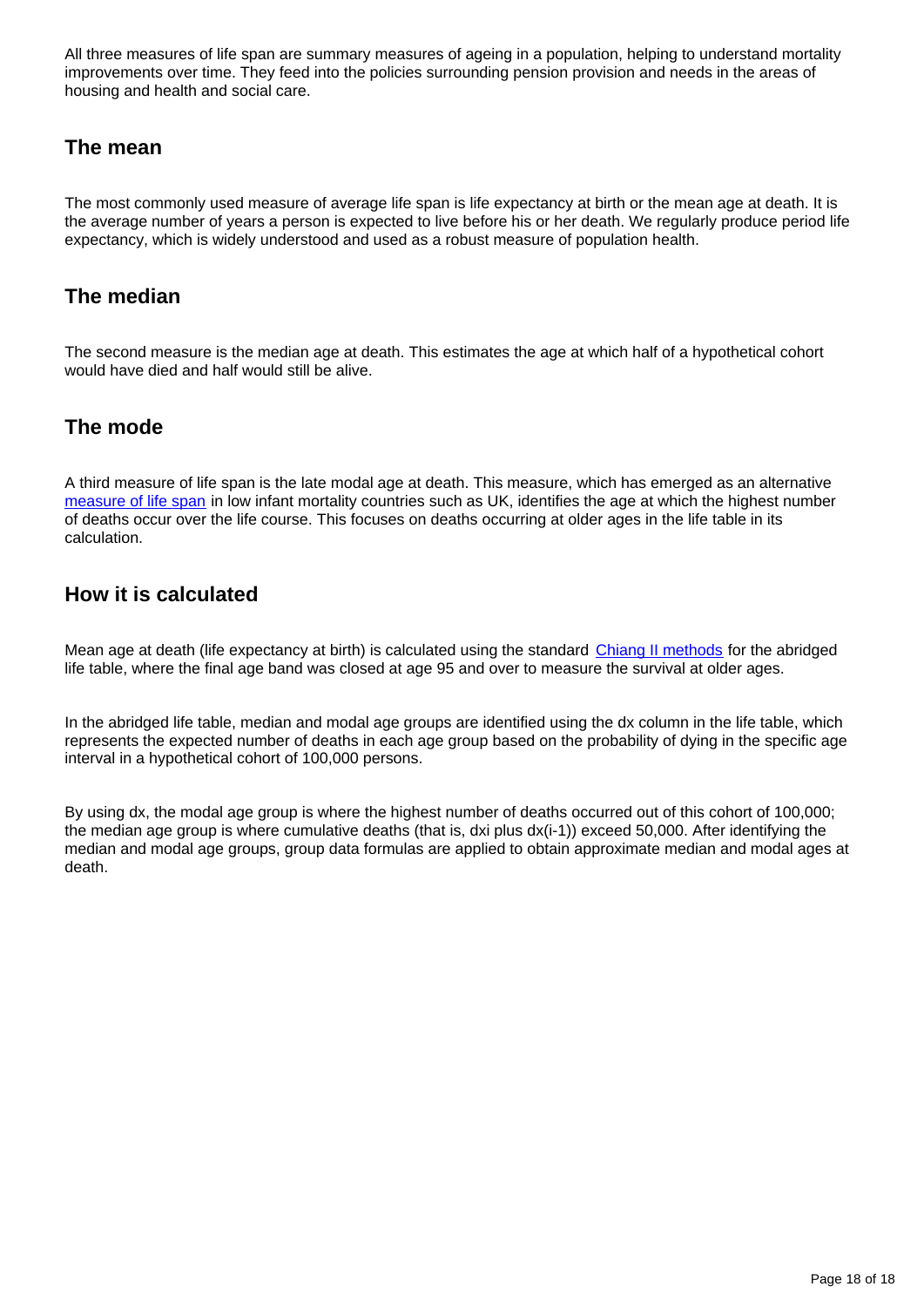All three measures of life span are summary measures of ageing in a population, helping to understand mortality improvements over time. They feed into the policies surrounding pension provision and needs in the areas of housing and health and social care.

## The mean

The most commonly used measure of average life span is life expectancy at birth or the mean age at death. It is the average number of years a person is expected to live before his or her death. We regularly produce period life expectancy, which is widely understood and used as a robust measure of population health.

## The median

The second measure is the median age at death. This estimates the age at which half of a hypothetical cohort would have died and half would still be alive.

## The mode

A third measure of life span is the late modal age at death. This measure, which has emerged as an alternative measure of life span in low infant mortality countries such as UK, identifies the age at which the highest number of deaths occur over the life course. This focuses on deaths occurring at older ages in the life table in its calculation.

## How it is calculated

Mean age at death (life expectancy at birth) is calculated using the standard Chiang II methods for the abridged life table, where the final age band was closed at age 95 and over to measure the survival at older ages.

In the abridged life table, median and modal age groups are identified using the dx column in the life table, which represents the expected number of deaths in each age group based on the probability of dying in the specific age interval in a hypothetical cohort of 100,000 persons.

By using dx, the modal age group is where the highest number of deaths occurred out of this cohort of 100,000; the median age group is where cumulative deaths (that is, $dx_i$ plus $dx_{(i-1)}$) exceed 50,000. After identifying the median and modal age groups, group data formulas are applied to obtain approximate median and modal ages at death.